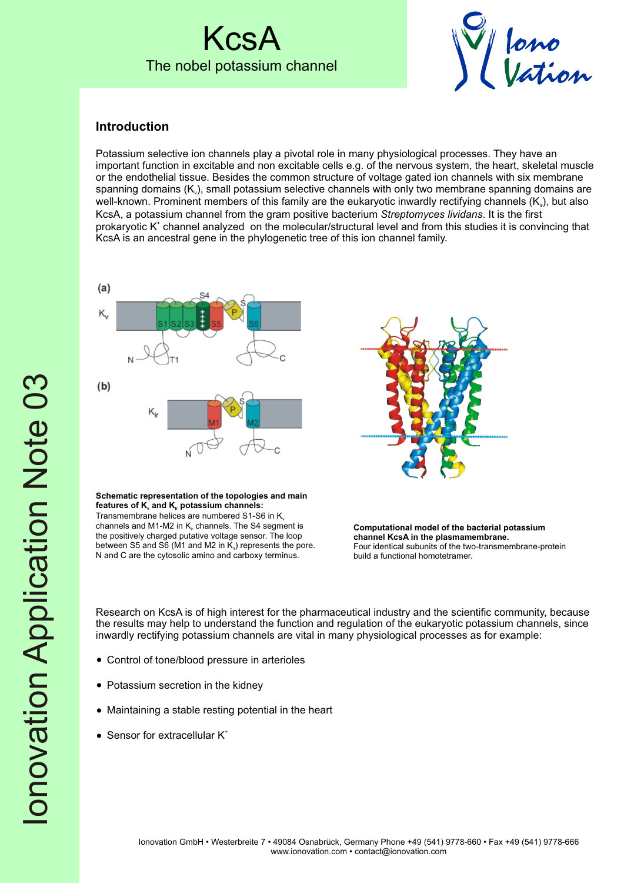# KcsA

The nobel potassium channel

## Introduction

Potassium selective ion channels play a pivotal role in many physiological processes. They have an important function in excitable and non excitable cells e.g. of the nervous system, the heart, skeletal muscle or the endothelial tissue. Besides the common structure of voltage gated ion channels with six membrane spanning domains ($K_v$), small potassium selective channels with only two membrane spanning domains are well-known. Prominent members of this family are the eukaryotic inwardly rectifying channels ($K_{ir}$), but also KcsA, a potassium channel from the gram positive bacterium *Streptomyces lividans*. It is the first prokaryotic $K^+$ channel analyzed on the molecular/structural level and from this studies it is convincing that KcsA is an ancestral gene in the phylogenetic tree of this ion channel family.

**Schematic representation of the topologies and main features of $K_v$ and $K_{ir}$ potassium channels:**
Transmembrane helices are numbered S1-S6 in $K_v$ channels and M1-M2 in $K_v$ channels. The S4 segment is the positively charged putative voltage sensor. The loop between S5 and S6 (M1 and M2 in $K_{ir}$) represents the pore. N and C are the cytosolic amino and carboxy terminus.

**Computational model of the bacterial potassium channel KcsA in the plasmamembrane.**
Four identical subunits of the two-transmembrane-protein build a functional homotetramer.

Research on KcsA is of high interest for the pharmaceutical industry and the scientific community, because the results may help to understand the function and regulation of the eukaryotic potassium channels, since inwardly rectifying potassium channels are vital in many physiological processes as for example:

- Control of tone/blood pressure in arterioles
- Potassium secretion in the kidney
- Maintaining a stable resting potential in the heart
- Sensor for extracellular $K^+$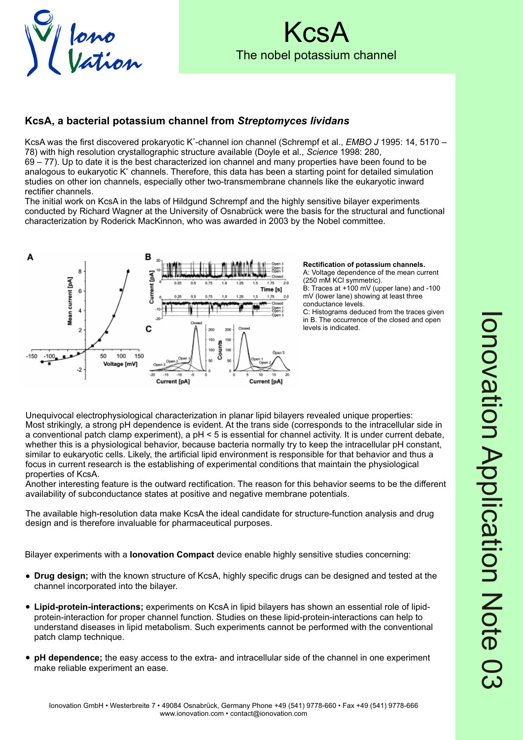# KcsA

The nobel potassium channel

## KcsA, a bacterial potassium channel from *Streptomyces lividans*

KcsA was the first discovered prokaryotic $K^+$-channel ion channel (Schrempf et al., *EMBO J* 1995: 14, 5170 – 78) with high resolution crystallographic structure available (Doyle et al., *Science* 1998: 280, 69 – 77). Up to date it is the best characterized ion channel and many properties have been found to be analogous to eukaryotic $K^+$ channels. Therefore, this data has been a starting point for detailed simulation studies on other ion channels, especially other two-transmembrane channels like the eukaryotic inward rectifier channels.
The initial work on KcsA in the labs of Hildgund Schrempf and the highly sensitive bilayer experiments conducted by Richard Wagner at the University of Osnabrück were the basis for the structural and functional characterization by Roderick MacKinnon, who was awarded in 2003 by the Nobel committee.

A

Mean current [pA]

Voltage [mV]

-150 -100 50 100 150

B

Current [pA]

Time [s]

Open 3
Open 2
Open 1
Closed

C

Counts

Current [pA]

Closed
Open 1
Open 2
Open 3

**Rectification of potassium channels.**
A: Voltage dependence of the mean current (250 mM KCl symmetric).
B: Traces at +100 mV (upper lane) and -100 mV (lower lane) showing at least three conductance levels.
C: Histograms deduced from the traces given in B. The occurrence of the closed and open levels is indicated.

Unequivocal electrophysiological characterization in planar lipid bilayers revealed unique properties:
Most strikingly, a strong pH dependence is evident. At the trans side (corresponds to the intracellular side in a conventional patch clamp experiment), a pH < 5 is essential for channel activity. It is under current debate, whether this is a physiological behavior, because bacteria normally try to keep the intracellular pH constant, similar to eukaryotic cells. Likely, the artificial lipid environment is responsible for that behavior and thus a focus in current research is the establishing of experimental conditions that maintain the physiological properties of KcsA.
Another interesting feature is the outward rectification. The reason for this behavior seems to be the different availability of subconductance states at positive and negative membrane potentials.

The available high-resolution data make KcsA the ideal candidate for structure-function analysis and drug design and is therefore invaluable for pharmaceutical purposes.

Bilayer experiments with a **Ionovation Compact** device enable highly sensitive studies concerning:

- **Drug design;** with the known structure of KcsA, highly specific drugs can be designed and tested at the channel incorporated into the bilayer.
- **Lipid-protein-interactions;** experiments on KcsA in lipid bilayers has shown an essential role of lipid-protein-interaction for proper channel function. Studies on these lipid-protein-interactions can help to understand diseases in lipid metabolism. Such experiments cannot be performed with the conventional patch clamp technique.
- **pH dependence;** the easy access to the extra- and intracellular side of the channel in one experiment make reliable experiment an ease.

Ionovation GmbH • Westerbreite 7 • 49084 Osnabrück, Germany Phone +49 (541) 9778-660 • Fax +49 (541) 9778-666
www.ionovation.com • contact@ionovation.com